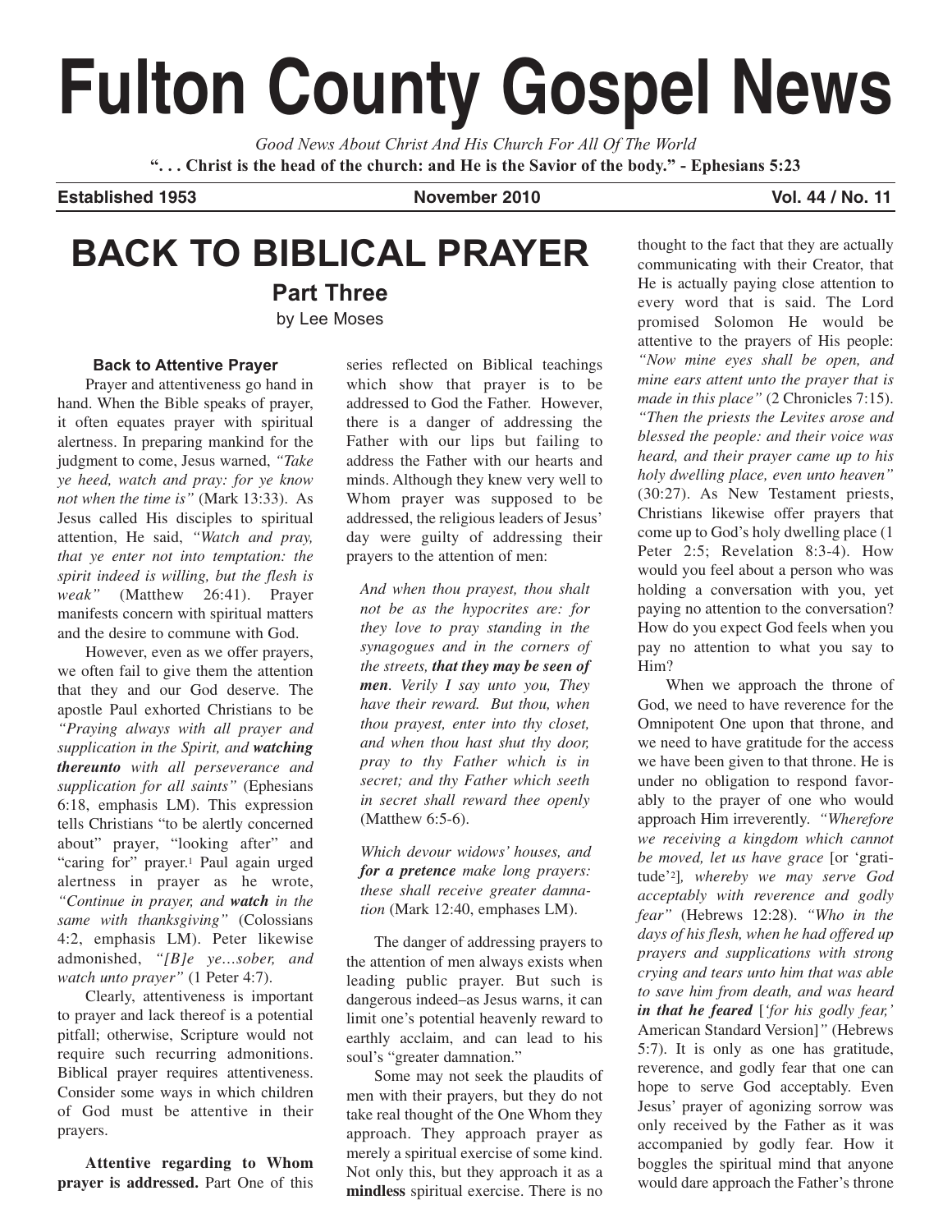# Fulton County Gospel News

*Good News About Christ And His Church For All Of The World*

**". . . Christ is the head of the church: and He is the Savior of the body." - Ephesians 5:23**

**Established 1953** **November 2010** **Vol. 44 / No. 11**

# BACK TO BIBLICAL PRAYER

## Part Three

by Lee Moses

### Back to Attentive Prayer

Prayer and attentiveness go hand in hand. When the Bible speaks of prayer, it often equates prayer with spiritual alertness. In preparing mankind for the judgment to come, Jesus warned, *"Take ye heed, watch and pray: for ye know not when the time is"* (Mark 13:33). As Jesus called His disciples to spiritual attention, He said, *"Watch and pray, that ye enter not into temptation: the spirit indeed is willing, but the flesh is weak"* (Matthew 26:41). Prayer manifests concern with spiritual matters and the desire to commune with God.

However, even as we offer prayers, we often fail to give them the attention that they and our God deserve. The apostle Paul exhorted Christians to be *"Praying always with all prayer and supplication in the Spirit, and **watching thereunto** with all perseverance and supplication for all saints"* (Ephesians 6:18, emphasis LM). This expression tells Christians "to be alertly concerned about" prayer, "looking after" and "caring for" prayer.[1] Paul again urged alertness in prayer as he wrote, *"Continue in prayer, and **watch** in the same with thanksgiving"* (Colossians 4:2, emphasis LM). Peter likewise admonished, *"[B]e ye…sober, and watch unto prayer"* (1 Peter 4:7).

Clearly, attentiveness is important to prayer and lack thereof is a potential pitfall; otherwise, Scripture would not require such recurring admonitions. Biblical prayer requires attentiveness. Consider some ways in which children of God must be attentive in their prayers.

**Attentive regarding to Whom prayer is addressed.** Part One of this series reflected on Biblical teachings which show that prayer is to be addressed to God the Father. However, there is a danger of addressing the Father with our lips but failing to address the Father with our hearts and minds. Although they knew very well to Whom prayer was supposed to be addressed, the religious leaders of Jesus' day were guilty of addressing their prayers to the attention of men:

> *And when thou prayest, thou shalt not be as the hypocrites are: for they love to pray standing in the synagogues and in the corners of the streets, **that they may be seen of men**. Verily I say unto you, They have their reward. But thou, when thou prayest, enter into thy closet, and when thou hast shut thy door, pray to thy Father which is in secret; and thy Father which seeth in secret shall reward thee openly* (Matthew 6:5-6).
>
> *Which devour widows' houses, and **for a pretence** make long prayers: these shall receive greater damnation* (Mark 12:40, emphases LM).

The danger of addressing prayers to the attention of men always exists when leading public prayer. But such is dangerous indeed–as Jesus warns, it can limit one's potential heavenly reward to earthly acclaim, and can lead to his soul's "greater damnation."

Some may not seek the plaudits of men with their prayers, but they do not take real thought of the One Whom they approach. They approach prayer as merely a spiritual exercise of some kind. Not only this, but they approach it as a **mindless** spiritual exercise. There is no thought to the fact that they are actually communicating with their Creator, that He is actually paying close attention to every word that is said. The Lord promised Solomon He would be attentive to the prayers of His people: *"Now mine eyes shall be open, and mine ears attent unto the prayer that is made in this place"* (2 Chronicles 7:15). *"Then the priests the Levites arose and blessed the people: and their voice was heard, and their prayer came up to his holy dwelling place, even unto heaven"* (30:27). As New Testament priests, Christians likewise offer prayers that come up to God's holy dwelling place (1 Peter 2:5; Revelation 8:3-4). How would you feel about a person who was holding a conversation with you, yet paying no attention to the conversation? How do you expect God feels when you pay no attention to what you say to Him?

When we approach the throne of God, we need to have reverence for the Omnipotent One upon that throne, and we need to have gratitude for the access we have been given to that throne. He is under no obligation to respond favorably to the prayer of one who would approach Him irreverently. *"Wherefore we receiving a kingdom which cannot be moved, let us have grace* [or 'gratitude'[2]]*, whereby we may serve God acceptably with reverence and godly fear"* (Hebrews 12:28). *"Who in the days of his flesh, when he had offered up prayers and supplications with strong crying and tears unto him that was able to save him from death, and was heard **in that he feared** ['for his godly fear,' American Standard Version]"* (Hebrews 5:7). It is only as one has gratitude, reverence, and godly fear that one can hope to serve God acceptably. Even Jesus' prayer of agonizing sorrow was only received by the Father as it was accompanied by godly fear. How it boggles the spiritual mind that anyone would dare approach the Father's throne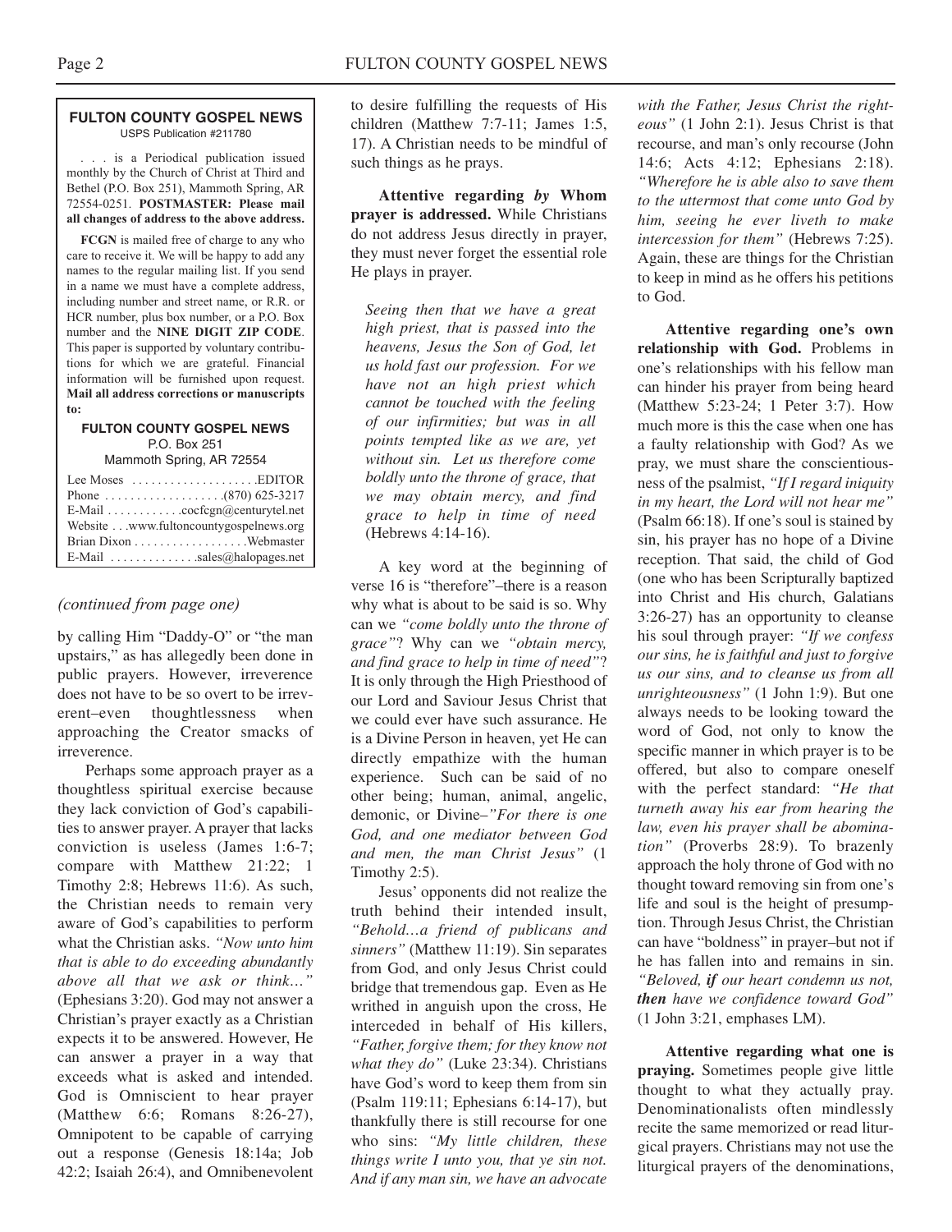**FULTON COUNTY GOSPEL NEWS**
USPS Publication #211780

. . . is a Periodical publication issued monthly by the Church of Christ at Third and Bethel (P.O. Box 251), Mammoth Spring, AR 72554-0251. **POSTMASTER: Please mail all changes of address to the above address.**

**FCGN** is mailed free of charge to any who care to receive it. We will be happy to add any names to the regular mailing list. If you send in a name we must have a complete address, including number and street name, or R.R. or HCR number, plus box number, or a P.O. Box number and the **NINE DIGIT ZIP CODE**. This paper is supported by voluntary contributions for which we are grateful. Financial information will be furnished upon request. **Mail all address corrections or manuscripts to:**

**FULTON COUNTY GOSPEL NEWS**
P.O. Box 251
Mammoth Spring, AR 72554

Lee Moses . . . . . . . . . . . . . . . . . . . EDITOR
Phone . . . . . . . . . . . . . . . . . . (870) 625-3217
E-Mail . . . . . . . . . . . cocfcgn@centurytel.net
Website . . . www.fultoncountygospelnews.org
Brian Dixon . . . . . . . . . . . . . . . . . Webmaster
E-Mail . . . . . . . . . . . . . sales@halopages.net

*(continued from page one)*

by calling Him "Daddy-O" or "the man upstairs," as has allegedly been done in public prayers. However, irreverence does not have to be so overt to be irreverent–even thoughtlessness when approaching the Creator smacks of irreverence.

Perhaps some approach prayer as a thoughtless spiritual exercise because they lack conviction of God's capabilities to answer prayer. A prayer that lacks conviction is useless (James 1:6-7; compare with Matthew 21:22; 1 Timothy 2:8; Hebrews 11:6). As such, the Christian needs to remain very aware of God's capabilities to perform what the Christian asks. *"Now unto him that is able to do exceeding abundantly above all that we ask or think…"* (Ephesians 3:20). God may not answer a Christian's prayer exactly as a Christian expects it to be answered. However, He can answer a prayer in a way that exceeds what is asked and intended. God is Omniscient to hear prayer (Matthew 6:6; Romans 8:26-27), Omnipotent to be capable of carrying out a response (Genesis 18:14a; Job 42:2; Isaiah 26:4), and Omnibenevolent to desire fulfilling the requests of His children (Matthew 7:7-11; James 1:5, 17). A Christian needs to be mindful of such things as he prays.

**Attentive regarding *by* Whom prayer is addressed.** While Christians do not address Jesus directly in prayer, they must never forget the essential role He plays in prayer.

> *Seeing then that we have a great high priest, that is passed into the heavens, Jesus the Son of God, let us hold fast our profession. For we have not an high priest which cannot be touched with the feeling of our infirmities; but was in all points tempted like as we are, yet without sin. Let us therefore come boldly unto the throne of grace, that we may obtain mercy, and find grace to help in time of need* (Hebrews 4:14-16).

A key word at the beginning of verse 16 is "therefore"–there is a reason why what is about to be said is so. Why can we *"come boldly unto the throne of grace"*? Why can we *"obtain mercy, and find grace to help in time of need"*? It is only through the High Priesthood of our Lord and Saviour Jesus Christ that we could ever have such assurance. He is a Divine Person in heaven, yet He can directly empathize with the human experience. Such can be said of no other being; human, animal, angelic, demonic, or Divine–*"For there is one God, and one mediator between God and men, the man Christ Jesus"* (1 Timothy 2:5).

Jesus' opponents did not realize the truth behind their intended insult, *"Behold…a friend of publicans and sinners"* (Matthew 11:19). Sin separates from God, and only Jesus Christ could bridge that tremendous gap. Even as He writhed in anguish upon the cross, He interceded in behalf of His killers, *"Father, forgive them; for they know not what they do"* (Luke 23:34). Christians have God's word to keep them from sin (Psalm 119:11; Ephesians 6:14-17), but thankfully there is still recourse for one who sins: *"My little children, these things write I unto you, that ye sin not. And if any man sin, we have an advocate with the Father, Jesus Christ the righteous"* (1 John 2:1). Jesus Christ is that recourse, and man's only recourse (John 14:6; Acts 4:12; Ephesians 2:18). *"Wherefore he is able also to save them to the uttermost that come unto God by him, seeing he ever liveth to make intercession for them"* (Hebrews 7:25). Again, these are things for the Christian to keep in mind as he offers his petitions to God.

**Attentive regarding one's own relationship with God.** Problems in one's relationships with his fellow man can hinder his prayer from being heard (Matthew 5:23-24; 1 Peter 3:7). How much more is this the case when one has a faulty relationship with God? As we pray, we must share the conscientiousness of the psalmist, *"If I regard iniquity in my heart, the Lord will not hear me"* (Psalm 66:18). If one's soul is stained by sin, his prayer has no hope of a Divine reception. That said, the child of God (one who has been Scripturally baptized into Christ and His church, Galatians 3:26-27) has an opportunity to cleanse his soul through prayer: *"If we confess our sins, he is faithful and just to forgive us our sins, and to cleanse us from all unrighteousness"* (1 John 1:9). But one always needs to be looking toward the word of God, not only to know the specific manner in which prayer is to be offered, but also to compare oneself with the perfect standard: *"He that turneth away his ear from hearing the law, even his prayer shall be abomination"* (Proverbs 28:9). To brazenly approach the holy throne of God with no thought toward removing sin from one's life and soul is the height of presumption. Through Jesus Christ, the Christian can have "boldness" in prayer–but not if he has fallen into and remains in sin. *"Beloved, **if** our heart condemn us not, **then** have we confidence toward God"* (1 John 3:21, emphases LM).

**Attentive regarding what one is praying.** Sometimes people give little thought to what they actually pray. Denominationalists often mindlessly recite the same memorized or read liturgical prayers. Christians may not use the liturgical prayers of the denominations,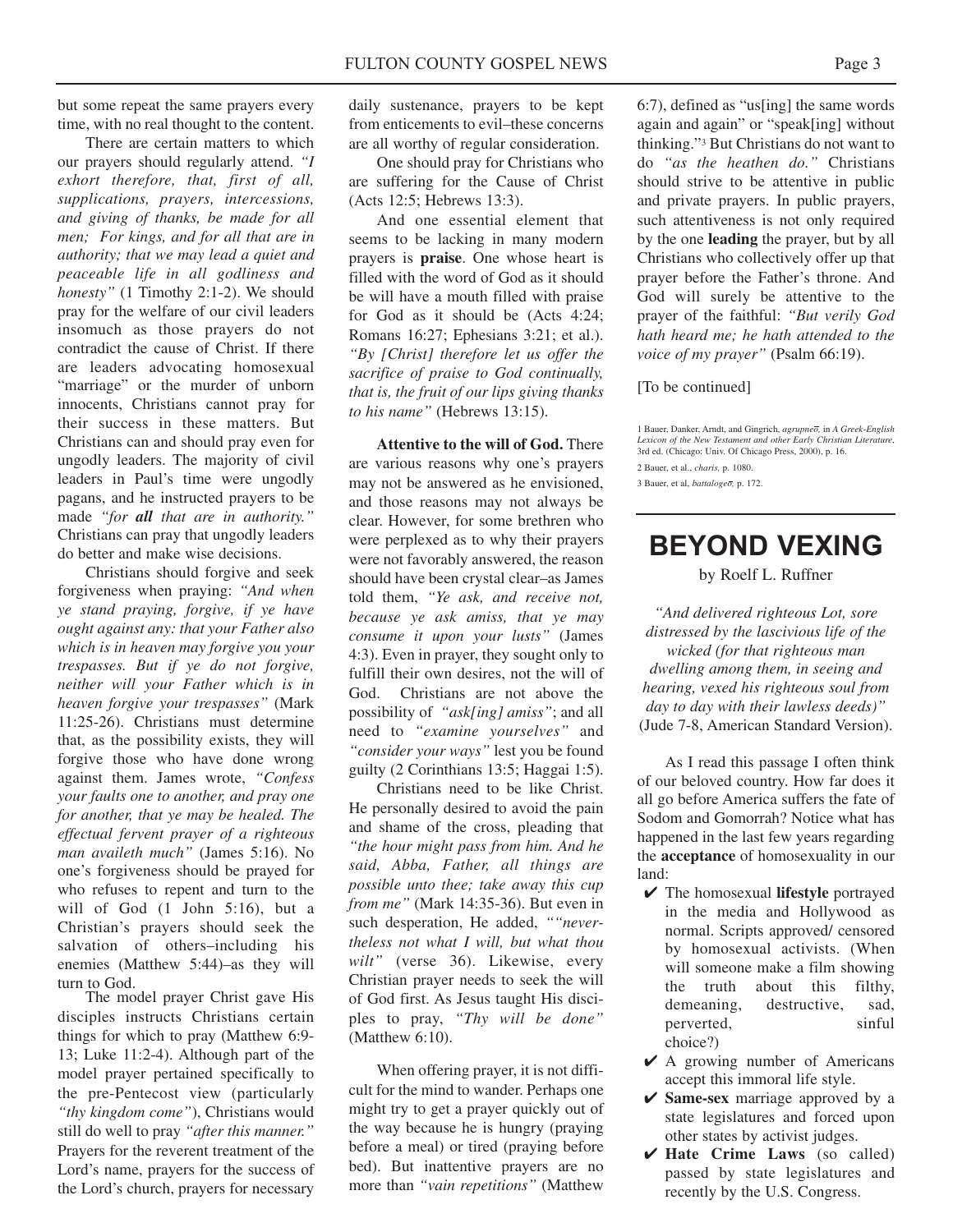but some repeat the same prayers every time, with no real thought to the content.

There are certain matters to which our prayers should regularly attend. *"I exhort therefore, that, first of all, supplications, prayers, intercessions, and giving of thanks, be made for all men; For kings, and for all that are in authority; that we may lead a quiet and peaceable life in all godliness and honesty"* (1 Timothy 2:1-2). We should pray for the welfare of our civil leaders insomuch as those prayers do not contradict the cause of Christ. If there are leaders advocating homosexual "marriage" or the murder of unborn innocents, Christians cannot pray for their success in these matters. But Christians can and should pray even for ungodly leaders. The majority of civil leaders in Paul's time were ungodly pagans, and he instructed prayers to be made *"for **all** that are in authority."* Christians can pray that ungodly leaders do better and make wise decisions.

Christians should forgive and seek forgiveness when praying: *"And when ye stand praying, forgive, if ye have ought against any: that your Father also which is in heaven may forgive you your trespasses. But if ye do not forgive, neither will your Father which is in heaven forgive your trespasses"* (Mark 11:25-26). Christians must determine that, as the possibility exists, they will forgive those who have done wrong against them. James wrote, *"Confess your faults one to another, and pray one for another, that ye may be healed. The effectual fervent prayer of a righteous man availeth much"* (James 5:16). No one's forgiveness should be prayed for who refuses to repent and turn to the will of God (1 John 5:16), but a Christian's prayers should seek the salvation of others–including his enemies (Matthew 5:44)–as they will turn to God.

The model prayer Christ gave His disciples instructs Christians certain things for which to pray (Matthew 6:9-13; Luke 11:2-4). Although part of the model prayer pertained specifically to the pre-Pentecost view (particularly *"thy kingdom come"*), Christians would still do well to pray *"after this manner."* Prayers for the reverent treatment of the Lord's name, prayers for the success of the Lord's church, prayers for necessary daily sustenance, prayers to be kept from enticements to evil–these concerns are all worthy of regular consideration.

One should pray for Christians who are suffering for the Cause of Christ (Acts 12:5; Hebrews 13:3).

And one essential element that seems to be lacking in many modern prayers is **praise**. One whose heart is filled with the word of God as it should be will have a mouth filled with praise for God as it should be (Acts 4:24; Romans 16:27; Ephesians 3:21; et al.). *"By [Christ] therefore let us offer the sacrifice of praise to God continually, that is, the fruit of our lips giving thanks to his name"* (Hebrews 13:15).

**Attentive to the will of God.** There are various reasons why one's prayers may not be answered as he envisioned, and those reasons may not always be clear. However, for some brethren who were perplexed as to why their prayers were not favorably answered, the reason should have been crystal clear–as James told them, *"Ye ask, and receive not, because ye ask amiss, that ye may consume it upon your lusts"* (James 4:3). Even in prayer, they sought only to fulfill their own desires, not the will of God. Christians are not above the possibility of *"ask[ing] amiss"*; and all need to *"examine yourselves"* and *"consider your ways"* lest you be found guilty (2 Corinthians 13:5; Haggai 1:5).

Christians need to be like Christ. He personally desired to avoid the pain and shame of the cross, pleading that *"the hour might pass from him. And he said, Abba, Father, all things are possible unto thee; take away this cup from me"* (Mark 14:35-36). But even in such desperation, He added, *""nevertheless not what I will, but what thou wilt"* (verse 36). Likewise, every Christian prayer needs to seek the will of God first. As Jesus taught His disciples to pray, *"Thy will be done"* (Matthew 6:10).

When offering prayer, it is not difficult for the mind to wander. Perhaps one might try to get a prayer quickly out of the way because he is hungry (praying before a meal) or tired (praying before bed). But inattentive prayers are no more than *"vain repetitions"* (Matthew 6:7), defined as "us[ing] the same words again and again" or "speak[ing] without thinking."[3] But Christians do not want to do *"as the heathen do."* Christians should strive to be attentive in public and private prayers. In public prayers, such attentiveness is not only required by the one **leading** the prayer, but by all Christians who collectively offer up that prayer before the Father's throne. And God will surely be attentive to the prayer of the faithful: *"But verily God hath heard me; he hath attended to the voice of my prayer"* (Psalm 66:19).

[To be continued]

1 Bauer, Danker, Arndt, and Gingrich, *agrupneō*, in *A Greek-English Lexicon of the New Testament and other Early Christian Literature*, 3rd ed. (Chicago: Univ. Of Chicago Press, 2000), p. 16.

2 Bauer, et al., *charis,* p. 1080.

3 Bauer, et al, *battalogeō,* p. 172.

# BEYOND VEXING

by Roelf L. Ruffner

*"And delivered righteous Lot, sore distressed by the lascivious life of the wicked (for that righteous man dwelling among them, in seeing and hearing, vexed his righteous soul from day to day with their lawless deeds)"* (Jude 7-8, American Standard Version).

As I read this passage I often think of our beloved country. How far does it all go before America suffers the fate of Sodom and Gomorrah? Notice what has happened in the last few years regarding the **acceptance** of homosexuality in our land:

- ✔ The homosexual **lifestyle** portrayed in the media and Hollywood as normal. Scripts approved/ censored by homosexual activists. (When will someone make a film showing the truth about this filthy, demeaning, destructive, sad, perverted, sinful choice?)
- ✔ A growing number of Americans accept this immoral life style.
- ✔ **Same-sex** marriage approved by a state legislatures and forced upon other states by activist judges.
- ✔ **Hate Crime Laws** (so called) passed by state legislatures and recently by the U.S. Congress.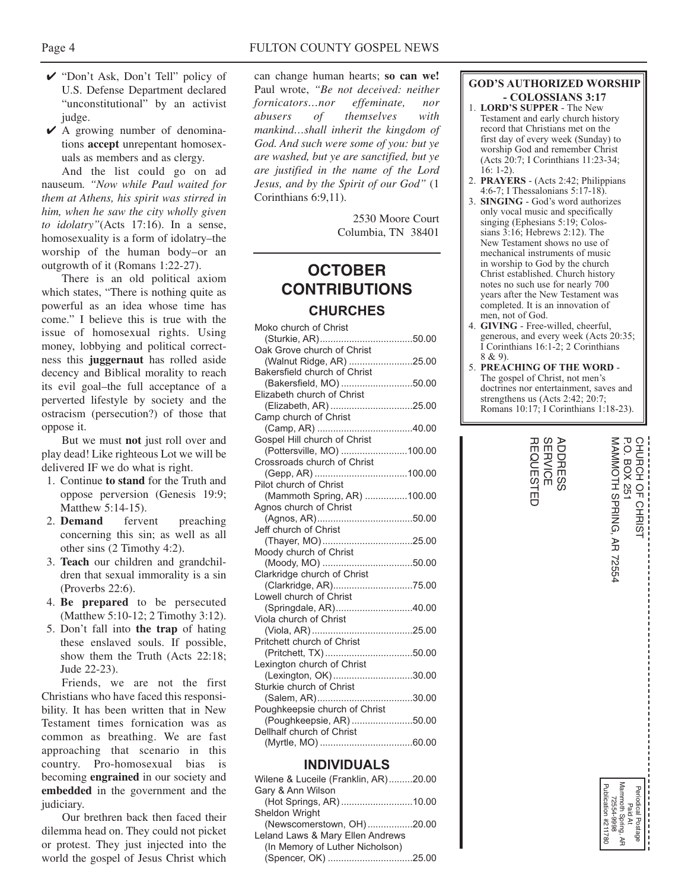- ✔ "Don't Ask, Don't Tell" policy of U.S. Defense Department declared "unconstitutional" by an activist judge.
- ✔ A growing number of denominations **accept** unrepentant homosexuals as members and as clergy.

And the list could go on ad nauseum. *"Now while Paul waited for them at Athens, his spirit was stirred in him, when he saw the city wholly given to idolatry"*(Acts 17:16). In a sense, homosexuality is a form of idolatry–the worship of the human body–or an outgrowth of it (Romans 1:22-27).

There is an old political axiom which states, "There is nothing quite as powerful as an idea whose time has come." I believe this is true with the issue of homosexual rights. Using money, lobbying and political correctness this **juggernaut** has rolled aside decency and Biblical morality to reach its evil goal–the full acceptance of a perverted lifestyle by society and the ostracism (persecution?) of those that oppose it.

But we must **not** just roll over and play dead! Like righteous Lot we will be delivered IF we do what is right.

1. Continue **to stand** for the Truth and oppose perversion (Genesis 19:9; Matthew 5:14-15).
2. **Demand** fervent preaching concerning this sin; as well as all other sins (2 Timothy 4:2).
3. **Teach** our children and grandchildren that sexual immorality is a sin (Proverbs 22:6).
4. **Be prepared** to be persecuted (Matthew 5:10-12; 2 Timothy 3:12).
5. Don't fall into **the trap** of hating these enslaved souls. If possible, show them the Truth (Acts 22:18; Jude 22-23).

Friends, we are not the first Christians who have faced this responsibility. It has been written that in New Testament times fornication was as common as breathing. We are fast approaching that scenario in this country. Pro-homosexual bias is becoming **engrained** in our society and **embedded** in the government and the judiciary.

Our brethren back then faced their dilemma head on. They could not picket or protest. They just injected into the world the gospel of Jesus Christ which can change human hearts; **so can we!** Paul wrote, *"Be not deceived: neither fornicators…nor effeminate, nor abusers of themselves with mankind…shall inherit the kingdom of God. And such were some of you: but ye are washed, but ye are sanctified, but ye are justified in the name of the Lord Jesus, and by the Spirit of our God"* (1 Corinthians 6:9,11).

2530 Moore Court
Columbia, TN 38401

## OCTOBER CONTRIBUTIONS

### CHURCHES

Moko church of Christ (Sturkie, AR) .......... 50.00
Oak Grove church of Christ (Walnut Ridge, AR) .......... 25.00
Bakersfield church of Christ (Bakersfield, MO) .......... 50.00
Elizabeth church of Christ (Elizabeth, AR) .......... 25.00
Camp church of Christ (Camp, AR) .......... 40.00
Gospel Hill church of Christ (Pottersville, MO) .......... 100.00
Crossroads church of Christ (Gepp, AR) .......... 100.00
Pilot church of Christ (Mammoth Spring, AR) .......... 100.00
Agnos church of Christ (Agnos, AR) .......... 50.00
Jeff church of Christ (Thayer, MO) .......... 25.00
Moody church of Christ (Moody, MO) .......... 50.00
Clarkridge church of Christ (Clarkridge, AR) .......... 75.00
Lowell church of Christ (Springdale, AR) .......... 40.00
Viola church of Christ (Viola, AR) .......... 25.00
Pritchett church of Christ (Pritchett, TX) .......... 50.00
Lexington church of Christ (Lexington, OK) .......... 30.00
Sturkie church of Christ (Salem, AR) .......... 30.00
Poughkeepsie church of Christ (Poughkeepsie, AR) .......... 50.00
Dellhalf church of Christ (Myrtle, MO) .......... 60.00

### INDIVIDUALS

Wilene & Luceile (Franklin, AR) .......... 20.00
Gary & Ann Wilson (Hot Springs, AR) .......... 10.00
Sheldon Wright (Newscomerstown, OH) .......... 20.00
Leland Laws & Mary Ellen Andrews (In Memory of Luther Nicholson) (Spencer, OK) .......... 25.00

### GOD'S AUTHORIZED WORSHIP - COLOSSIANS 3:17

1. **LORD'S SUPPER** - The New Testament and early church history record that Christians met on the first day of every week (Sunday) to worship God and remember Christ (Acts 20:7; I Corinthians 11:23-34; 16: 1-2).
2. **PRAYERS** - (Acts 2:42; Philippians 4:6-7; I Thessalonians 5:17-18).
3. **SINGING** - God's word authorizes only vocal music and specifically singing (Ephesians 5:19; Colossians 3:16; Hebrews 2:12). The New Testament shows no use of mechanical instruments of music in worship to God by the church Christ established. Church history notes no such use for nearly 700 years after the New Testament was completed. It is an innovation of men, not of God.
4. **GIVING** - Free-willed, cheerful, generous, and every week (Acts 20:35; I Corinthians 16:1-2; 2 Corinthians 8 & 9).
5. **PREACHING OF THE WORD** - The gospel of Christ, not men's doctrines nor entertainment, saves and strengthens us (Acts 2:42; 20:7; Romans 10:17; I Corinthians 1:18-23).

CHURCH OF CHRIST
P.O. BOX 251
MAMMOTH SPRING, AR 72554

ADDRESS SERVICE REQUESTED

Periodical Postage Paid At Mammoth Spring, AR 72554-9998 Publication #211780